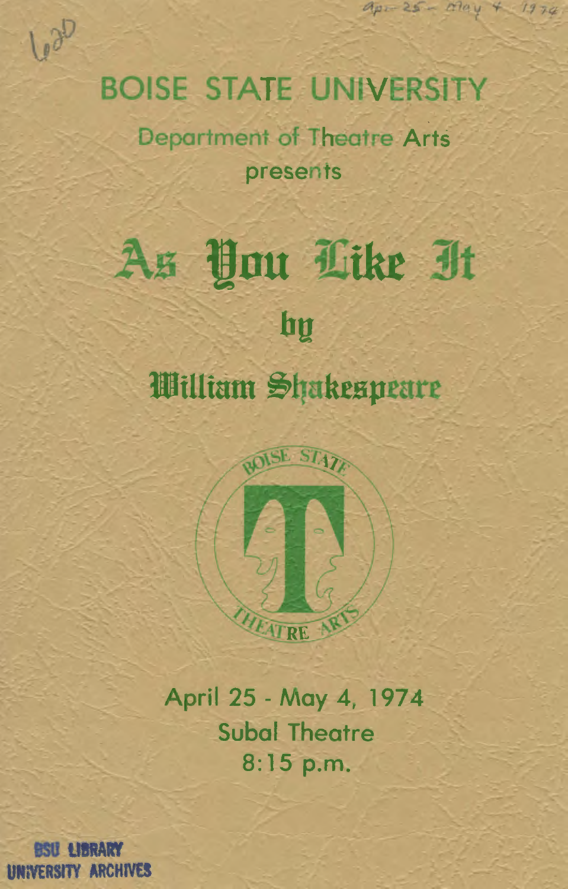# BOISE STATE UNIVERSITY

Department of Theatre Arts

presents

# As You Like It

by

## William Shakespeare

BOISE STATE THEATRE ARTS

April 25 - May 4, 1974

Subal Theatre

8:15 p.m.

BSU LIBRARY UNIVERSITY ARCHIVES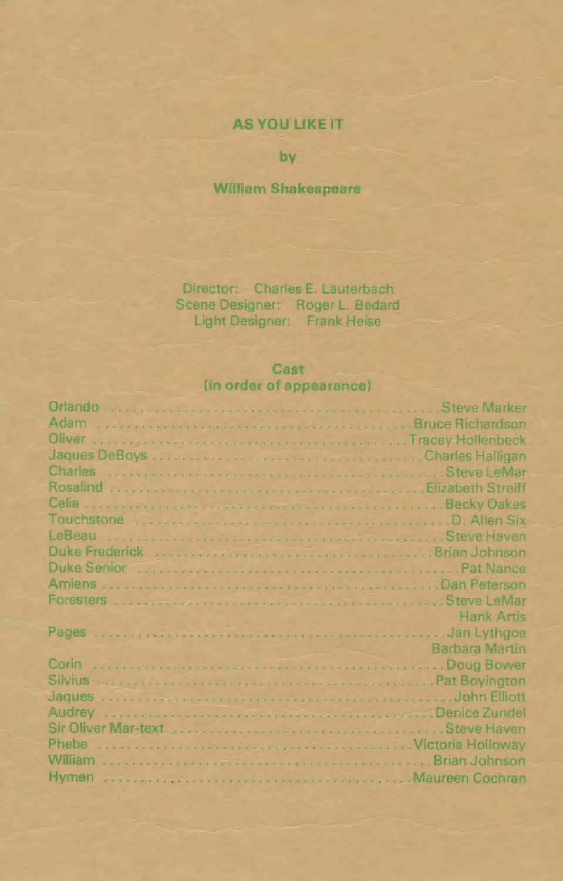# AS YOU LIKE IT

by

**William Shakespeare**

Director: Charles E. Lauterbach
Scene Designer: Roger L. Bedard
Light Designer: Frank Heise

## Cast
(in order of appearance)

| Role | Actor |
|---|---|
| Orlando | Steve Marker |
| Adam | Bruce Richardson |
| Oliver | Tracey Hollenbeck |
| Jaques DeBoys | Charles Halligan |
| Charles | Steve LeMar |
| Rosalind | Elizabeth Streiff |
| Celia | Becky Oakes |
| Touchstone | D. Allen Six |
| LeBeau | Steve Haven |
| Duke Frederick | Brian Johnson |
| Duke Senior | Pat Nance |
| Amiens | Dan Peterson |
| Foresters | Steve LeMar |
| | Hank Artis |
| Pages | Jan Lythgoe |
| | Barbara Martin |
| Corin | Doug Bower |
| Silvius | Pat Boyington |
| Jaques | John Elliott |
| Audrey | Denice Zundel |
| Sir Oliver Mar-text | Steve Haven |
| Phebe | Victoria Holloway |
| William | Brian Johnson |
| Hymen | Maureen Cochran |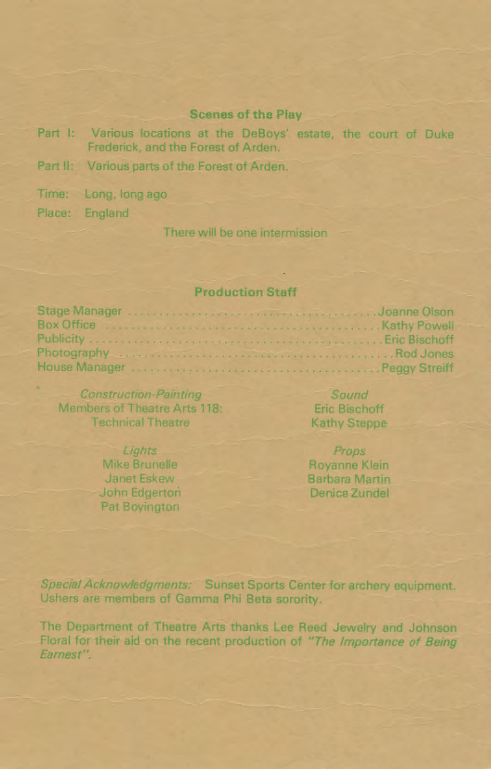## Scenes of the Play

Part I: Various locations at the DeBoys' estate, the court of Duke Frederick, and the Forest of Arden.

Part II: Various parts of the Forest of Arden.

Time: Long, long ago

Place: England

There will be one intermission

## Production Staff

Stage Manager .......... Joanne Olson
Box Office .......... Kathy Powell
Publicity .......... Eric Bischoff
Photography .......... Rod Jones
House Manager .......... Peggy Streiff

*Construction-Painting*
Members of Theatre Arts 118:
Technical Theatre

*Sound*
Eric Bischoff
Kathy Steppe

*Lights*
Mike Brunelle
Janet Eskew
John Edgerton
Pat Boyington

*Props*
Royanne Klein
Barbara Martin
Denice Zundel

*Special Acknowledgments:* Sunset Sports Center for archery equipment. Ushers are members of Gamma Phi Beta sorority.

The Department of Theatre Arts thanks Lee Reed Jewelry and Johnson Floral for their aid on the recent production of *"The Importance of Being Earnest"*.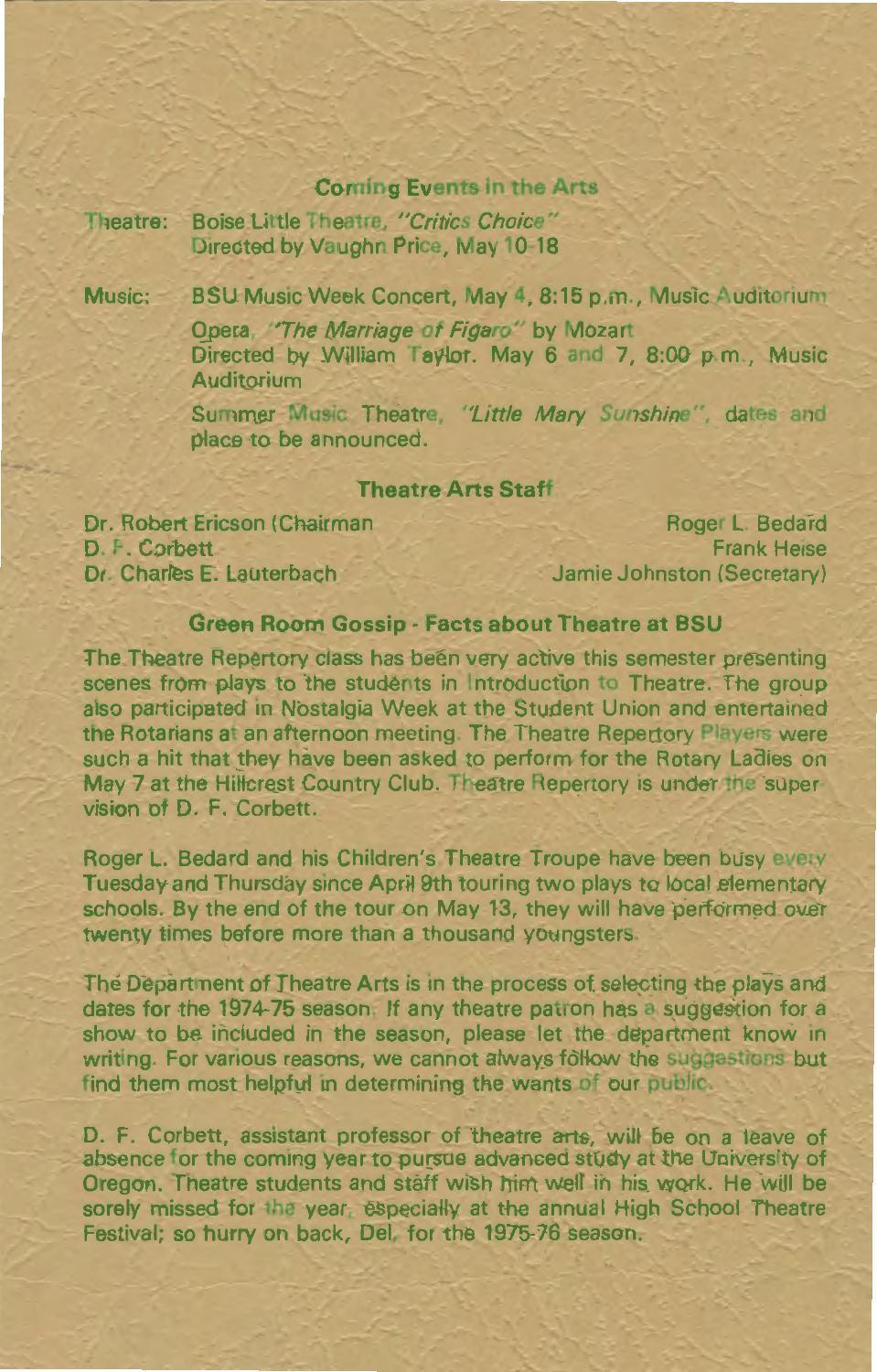## Coming Events in the Arts

Theatre: Boise Little Theatre, *"Critics Choice"*
Directed by Vaughn Price, May 10-18

Music: BSU Music Week Concert, May 4, 8:15 p.m., Music Auditorium

Opera, *"The Marriage of Figaro"* by Mozart
Directed by William Taylor. May 6 and 7, 8:00 p.m., Music Auditorium

Summer Music Theatre, *"Little Mary Sunshine"*, dates and place to be announced.

## Theatre Arts Staff

| | |
|---|---|
| Dr. Robert Ericson (Chairman | Roger L. Bedard |
| D. F. Corbett | Frank Heise |
| Dr. Charles E. Lauterbach | Jamie Johnston (Secretary) |

## Green Room Gossip - Facts about Theatre at BSU

The Theatre Repertory class has been very active this semester presenting scenes from plays to the students in Introduction to Theatre. The group also participated in Nostalgia Week at the Student Union and entertained the Rotarians at an afternoon meeting. The Theatre Repertory Players were such a hit that they have been asked to perform for the Rotary Ladies on May 7 at the Hillcrest Country Club. Theatre Repertory is under the supervision of D. F. Corbett.

Roger L. Bedard and his Children's Theatre Troupe have been busy every Tuesday and Thursday since April 9th touring two plays to local elementary schools. By the end of the tour on May 13, they will have performed over twenty times before more than a thousand youngsters.

The Department of Theatre Arts is in the process of selecting the plays and dates for the 1974-75 season. If any theatre patron has a suggestion for a show to be included in the season, please let the department know in writing. For various reasons, we cannot always follow the suggestions but find them most helpful in determining the wants of our public.

D. F. Corbett, assistant professor of theatre arts, will be on a leave of absence for the coming year to pursue advanced study at the University of Oregon. Theatre students and staff wish him well in his work. He will be sorely missed for the year, especially at the annual High School Theatre Festival; so hurry on back, Del, for the 1975-76 season.